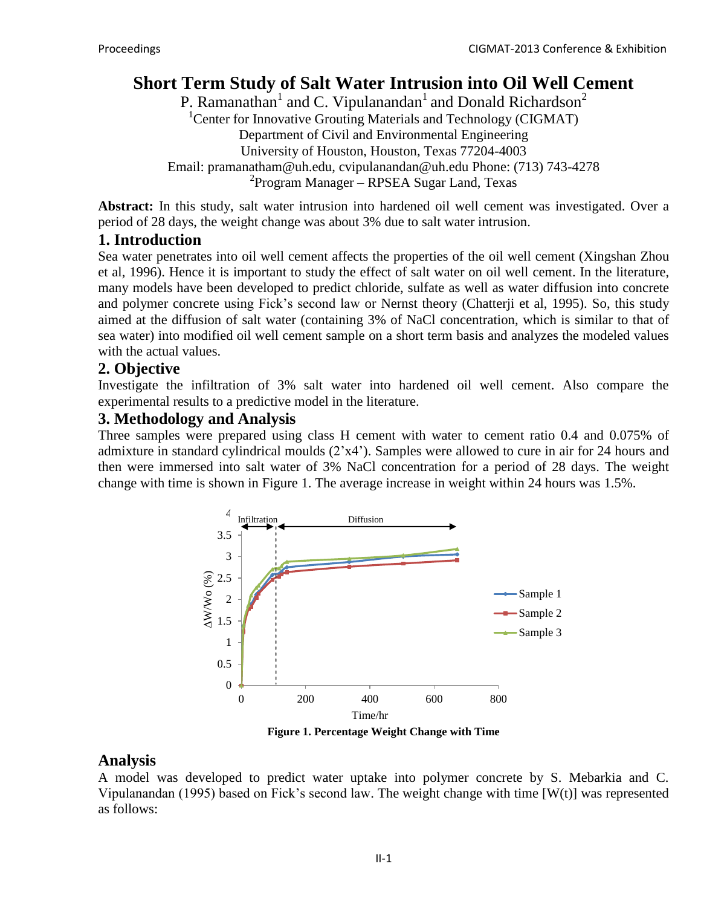# Short Term Study of Salt Water Intrusion into Oil Well Cement

P. Ramanathan[1] and C. Vipulanandan[1] and Donald Richardson[2]

[1]Center for Innovative Grouting Materials and Technology (CIGMAT)
Department of Civil and Environmental Engineering
University of Houston, Houston, Texas 77204-4003
Email: pramanatham@uh.edu, cvipulanandan@uh.edu Phone: (713) 743-4278
[2]Program Manager – RPSEA Sugar Land, Texas

**Abstract:** In this study, salt water intrusion into hardened oil well cement was investigated. Over a period of 28 days, the weight change was about 3% due to salt water intrusion.

## 1. Introduction

Sea water penetrates into oil well cement affects the properties of the oil well cement (Xingshan Zhou et al, 1996). Hence it is important to study the effect of salt water on oil well cement. In the literature, many models have been developed to predict chloride, sulfate as well as water diffusion into concrete and polymer concrete using Fick's second law or Nernst theory (Chatterji et al, 1995). So, this study aimed at the diffusion of salt water (containing 3% of NaCl concentration, which is similar to that of sea water) into modified oil well cement sample on a short term basis and analyzes the modeled values with the actual values.

## 2. Objective

Investigate the infiltration of 3% salt water into hardened oil well cement. Also compare the experimental results to a predictive model in the literature.

## 3. Methodology and Analysis

Three samples were prepared using class H cement with water to cement ratio 0.4 and 0.075% of admixture in standard cylindrical moulds (2'x4'). Samples were allowed to cure in air for 24 hours and then were immersed into salt water of 3% NaCl concentration for a period of 28 days. The weight change with time is shown in Figure 1. The average increase in weight within 24 hours was 1.5%.

**Figure 1. Percentage Weight Change with Time**

## Analysis

A model was developed to predict water uptake into polymer concrete by S. Mebarkia and C. Vipulanandan (1995) based on Fick's second law. The weight change with time [W(t)] was represented as follows: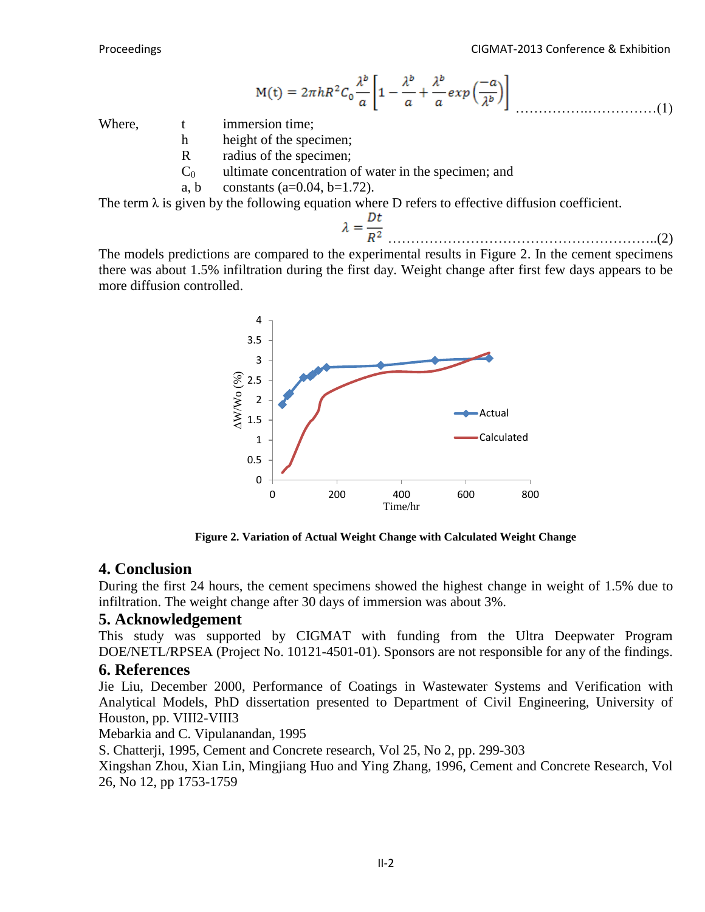$$M(t) = 2\pi h R^2 C_0 \frac{\lambda^b}{a}\left[1 - \frac{\lambda^b}{a} + \frac{\lambda^b}{a} exp\left(\frac{-a}{\lambda^b}\right)\right] \quad \text{………………………….(1)}$$

Where,

- t immersion time;
- h height of the specimen;
- R radius of the specimen;
- $C_0$ ultimate concentration of water in the specimen; and
- a, b constants (a=0.04, b=1.72).

The term $\lambda$ is given by the following equation where D refers to effective diffusion coefficient.

$$\lambda = \frac{Dt}{R^2} \quad \text{…………………………………………………..(2)}$$

The models predictions are compared to the experimental results in Figure 2. In the cement specimens there was about 1.5% infiltration during the first day. Weight change after first few days appears to be more diffusion controlled.

ΔW/Wo (%)

4
3.5
3
2.5
2
1.5
1
0.5
0

0
200
400
600
800

Time/hr

Actual
Calculated

**Figure 2. Variation of Actual Weight Change with Calculated Weight Change**

## 4. Conclusion

During the first 24 hours, the cement specimens showed the highest change in weight of 1.5% due to infiltration. The weight change after 30 days of immersion was about 3%.

## 5. Acknowledgement

This study was supported by CIGMAT with funding from the Ultra Deepwater Program DOE/NETL/RPSEA (Project No. 10121-4501-01). Sponsors are not responsible for any of the findings.

## 6. References

Jie Liu, December 2000, Performance of Coatings in Wastewater Systems and Verification with Analytical Models, PhD dissertation presented to Department of Civil Engineering, University of Houston, pp. VIII2-VIII3

Mebarkia and C. Vipulanandan, 1995

S. Chatterji, 1995, Cement and Concrete research, Vol 25, No 2, pp. 299-303

Xingshan Zhou, Xian Lin, Mingjiang Huo and Ying Zhang, 1996, Cement and Concrete Research, Vol 26, No 12, pp 1753-1759